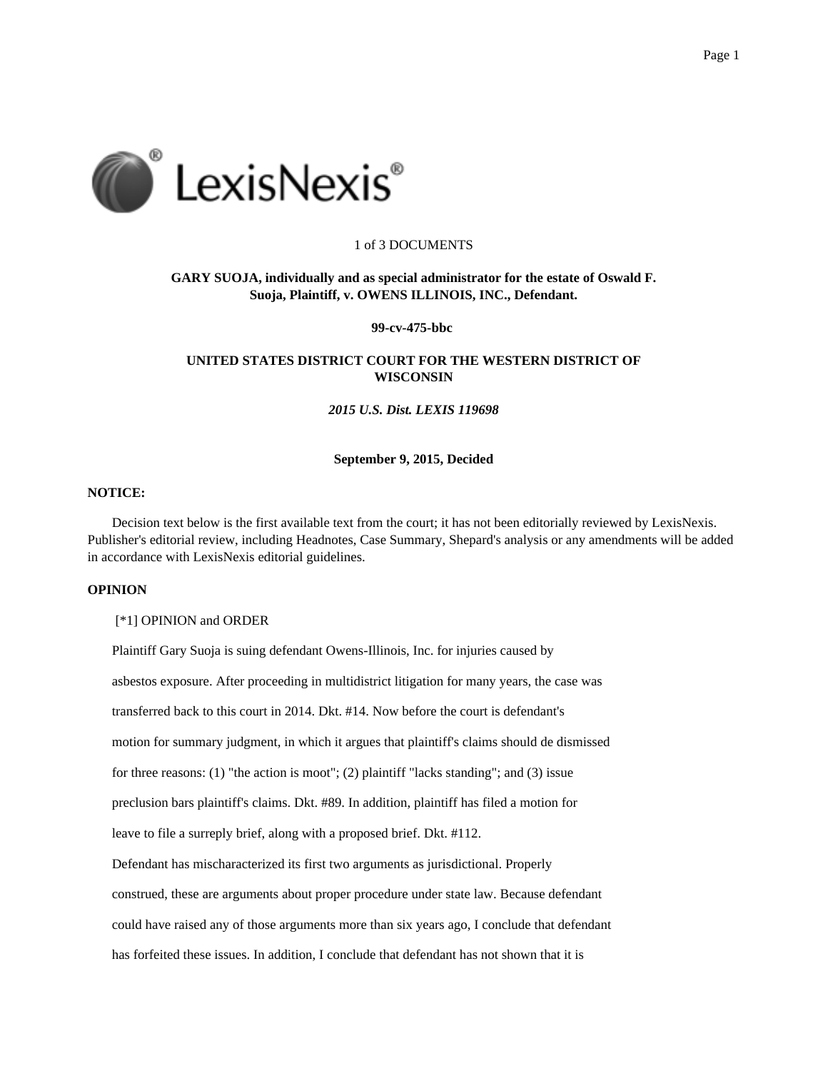1 of 3 DOCUMENTS

**GARY SUOJA, individually and as special administrator for the estate of Oswald F. Suoja, Plaintiff, v. OWENS ILLINOIS, INC., Defendant.**

**99-cv-475-bbc**

**UNITED STATES DISTRICT COURT FOR THE WESTERN DISTRICT OF WISCONSIN**

***2015 U.S. Dist. LEXIS 119698***

**September 9, 2015, Decided**

**NOTICE:**

Decision text below is the first available text from the court; it has not been editorially reviewed by LexisNexis. Publisher's editorial review, including Headnotes, Case Summary, Shepard's analysis or any amendments will be added in accordance with LexisNexis editorial guidelines.

**OPINION**

[*1] OPINION and ORDER

Plaintiff Gary Suoja is suing defendant Owens-Illinois, Inc. for injuries caused by asbestos exposure. After proceeding in multidistrict litigation for many years, the case was transferred back to this court in 2014. Dkt. #14. Now before the court is defendant's motion for summary judgment, in which it argues that plaintiff's claims should de dismissed for three reasons: (1) "the action is moot"; (2) plaintiff "lacks standing"; and (3) issue preclusion bars plaintiff's claims. Dkt. #89. In addition, plaintiff has filed a motion for leave to file a surreply brief, along with a proposed brief. Dkt. #112.

Defendant has mischaracterized its first two arguments as jurisdictional. Properly construed, these are arguments about proper procedure under state law. Because defendant could have raised any of those arguments more than six years ago, I conclude that defendant has forfeited these issues. In addition, I conclude that defendant has not shown that it is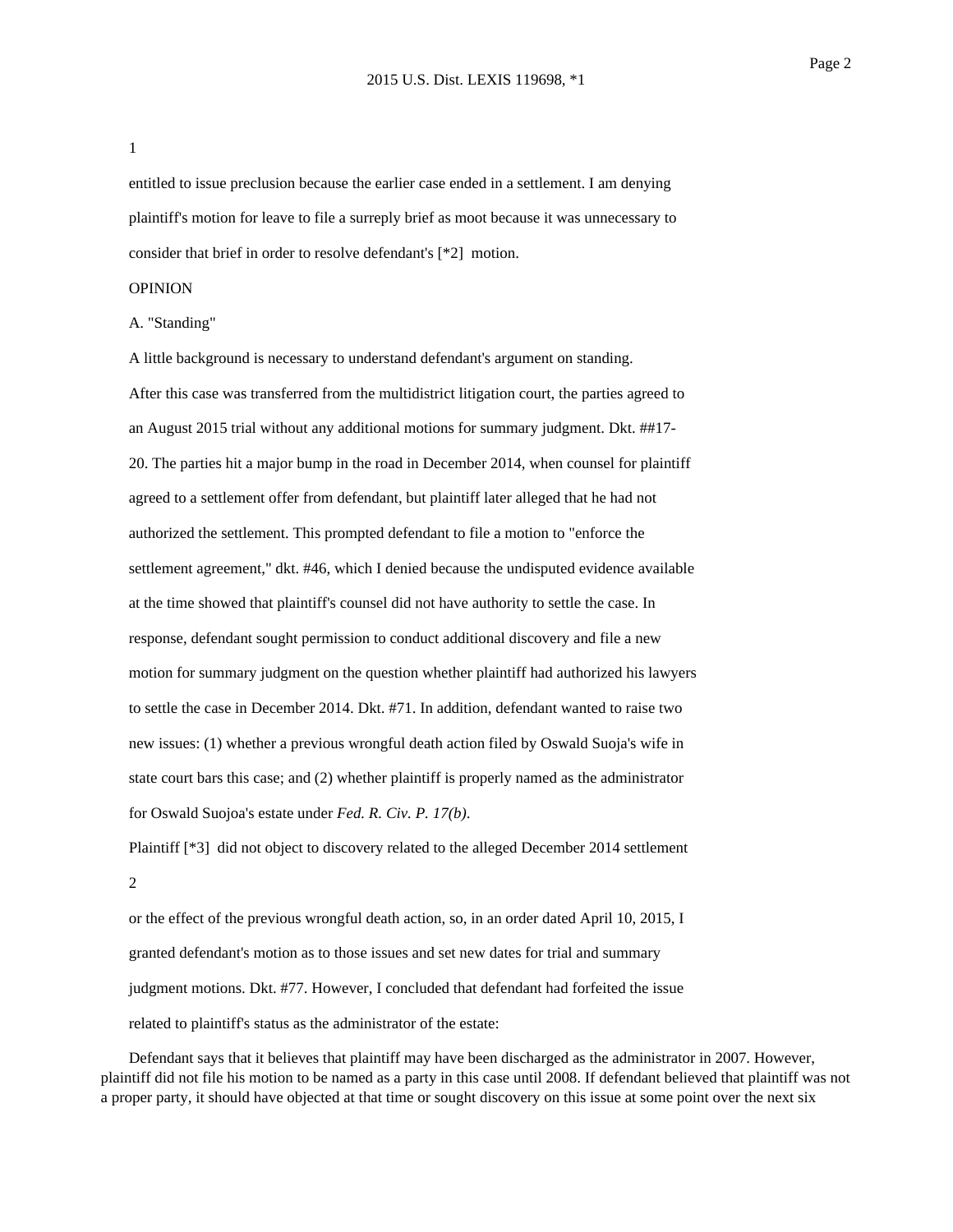1

entitled to issue preclusion because the earlier case ended in a settlement. I am denying plaintiff's motion for leave to file a surreply brief as moot because it was unnecessary to consider that brief in order to resolve defendant's [*2] motion.

OPINION

A. "Standing"

A little background is necessary to understand defendant's argument on standing.

After this case was transferred from the multidistrict litigation court, the parties agreed to an August 2015 trial without any additional motions for summary judgment. Dkt. ##17-20. The parties hit a major bump in the road in December 2014, when counsel for plaintiff agreed to a settlement offer from defendant, but plaintiff later alleged that he had not authorized the settlement. This prompted defendant to file a motion to "enforce the settlement agreement," dkt. #46, which I denied because the undisputed evidence available at the time showed that plaintiff's counsel did not have authority to settle the case. In response, defendant sought permission to conduct additional discovery and file a new motion for summary judgment on the question whether plaintiff had authorized his lawyers to settle the case in December 2014. Dkt. #71. In addition, defendant wanted to raise two new issues: (1) whether a previous wrongful death action filed by Oswald Suoja's wife in state court bars this case; and (2) whether plaintiff is properly named as the administrator for Oswald Suojoa's estate under *Fed. R. Civ. P. 17(b)*.

Plaintiff [*3] did not object to discovery related to the alleged December 2014 settlement

2

or the effect of the previous wrongful death action, so, in an order dated April 10, 2015, I granted defendant's motion as to those issues and set new dates for trial and summary judgment motions. Dkt. #77. However, I concluded that defendant had forfeited the issue related to plaintiff's status as the administrator of the estate:

> Defendant says that it believes that plaintiff may have been discharged as the administrator in 2007. However, plaintiff did not file his motion to be named as a party in this case until 2008. If defendant believed that plaintiff was not a proper party, it should have objected at that time or sought discovery on this issue at some point over the next six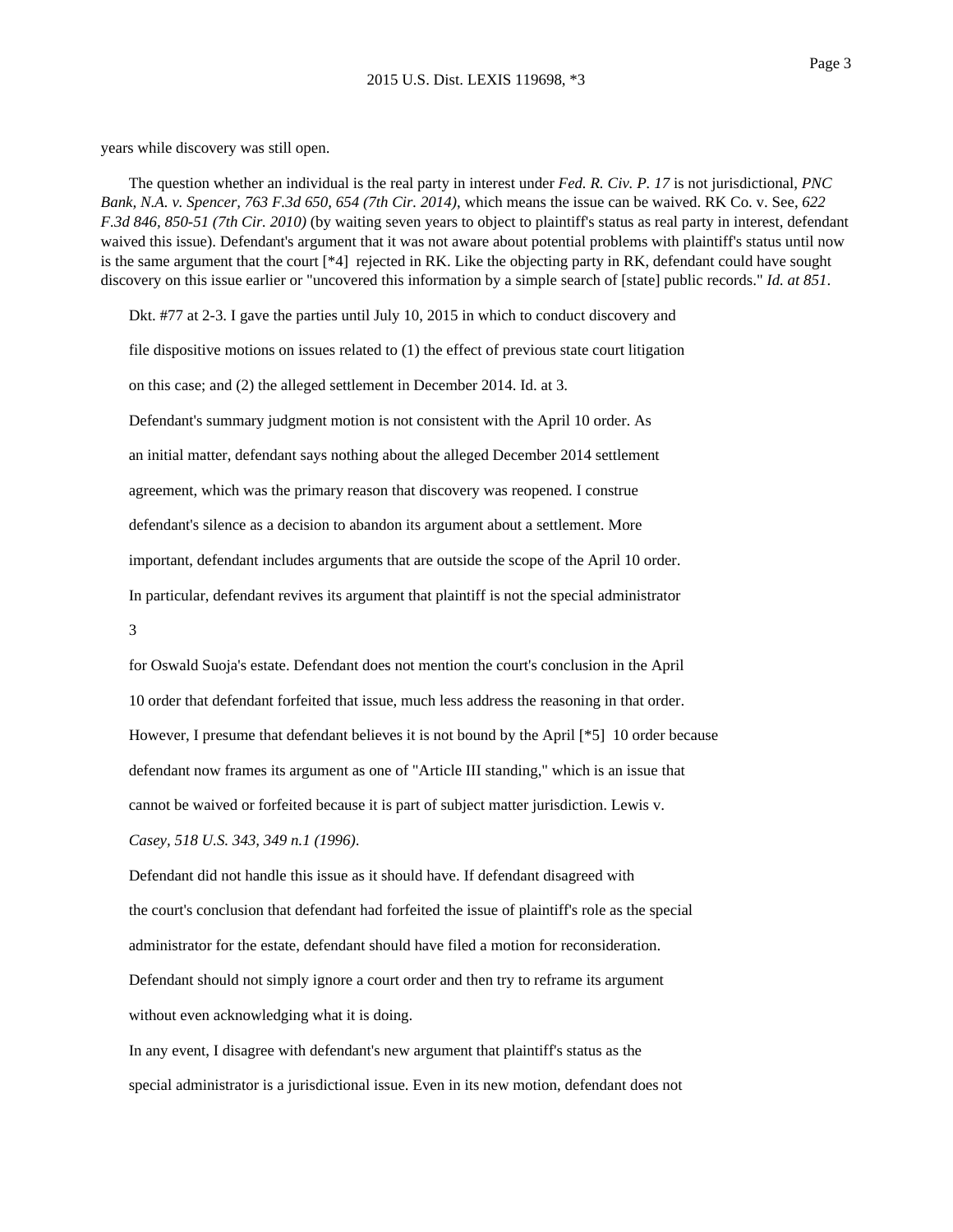years while discovery was still open.

The question whether an individual is the real party in interest under *Fed. R. Civ. P. 17* is not jurisdictional, *PNC Bank, N.A. v. Spencer, 763 F.3d 650, 654 (7th Cir. 2014)*, which means the issue can be waived. RK Co. v. See, *622 F.3d 846, 850-51 (7th Cir. 2010)* (by waiting seven years to object to plaintiff's status as real party in interest, defendant waived this issue). Defendant's argument that it was not aware about potential problems with plaintiff's status until now is the same argument that the court [*4] rejected in RK. Like the objecting party in RK, defendant could have sought discovery on this issue earlier or "uncovered this information by a simple search of [state] public records." *Id. at 851*.

Dkt. #77 at 2-3. I gave the parties until July 10, 2015 in which to conduct discovery and file dispositive motions on issues related to (1) the effect of previous state court litigation on this case; and (2) the alleged settlement in December 2014. Id. at 3.

Defendant's summary judgment motion is not consistent with the April 10 order. As an initial matter, defendant says nothing about the alleged December 2014 settlement agreement, which was the primary reason that discovery was reopened. I construe defendant's silence as a decision to abandon its argument about a settlement. More important, defendant includes arguments that are outside the scope of the April 10 order. In particular, defendant revives its argument that plaintiff is not the special administrator

3

for Oswald Suoja's estate. Defendant does not mention the court's conclusion in the April 10 order that defendant forfeited that issue, much less address the reasoning in that order. However, I presume that defendant believes it is not bound by the April [*5] 10 order because defendant now frames its argument as one of "Article III standing," which is an issue that cannot be waived or forfeited because it is part of subject matter jurisdiction. Lewis v. *Casey, 518 U.S. 343, 349 n.1 (1996)*.

Defendant did not handle this issue as it should have. If defendant disagreed with the court's conclusion that defendant had forfeited the issue of plaintiff's role as the special administrator for the estate, defendant should have filed a motion for reconsideration. Defendant should not simply ignore a court order and then try to reframe its argument without even acknowledging what it is doing.

In any event, I disagree with defendant's new argument that plaintiff's status as the special administrator is a jurisdictional issue. Even in its new motion, defendant does not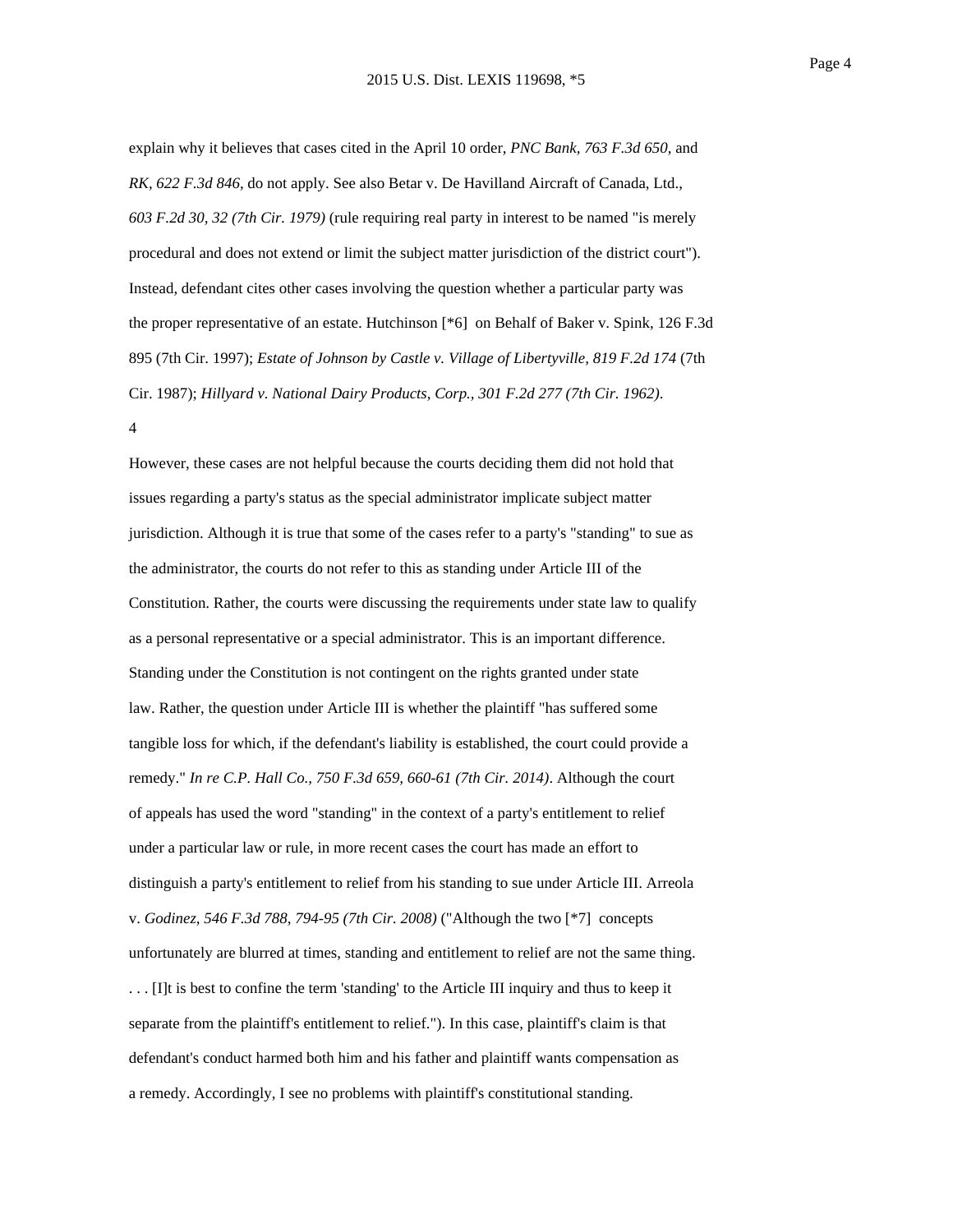explain why it believes that cases cited in the April 10 order, *PNC Bank, 763 F.3d 650*, and *RK, 622 F.3d 846*, do not apply. See also Betar v. De Havilland Aircraft of Canada, Ltd., *603 F.2d 30, 32 (7th Cir. 1979)* (rule requiring real party in interest to be named "is merely procedural and does not extend or limit the subject matter jurisdiction of the district court"). Instead, defendant cites other cases involving the question whether a particular party was the proper representative of an estate. Hutchinson [*6] on Behalf of Baker v. Spink, 126 F.3d 895 (7th Cir. 1997); *Estate of Johnson by Castle v. Village of Libertyville, 819 F.2d 174* (7th Cir. 1987); *Hillyard v. National Dairy Products, Corp., 301 F.2d 277 (7th Cir. 1962)*.

4

However, these cases are not helpful because the courts deciding them did not hold that issues regarding a party's status as the special administrator implicate subject matter jurisdiction. Although it is true that some of the cases refer to a party's "standing" to sue as the administrator, the courts do not refer to this as standing under Article III of the Constitution. Rather, the courts were discussing the requirements under state law to qualify as a personal representative or a special administrator. This is an important difference. Standing under the Constitution is not contingent on the rights granted under state law. Rather, the question under Article III is whether the plaintiff "has suffered some tangible loss for which, if the defendant's liability is established, the court could provide a remedy." *In re C.P. Hall Co., 750 F.3d 659, 660-61 (7th Cir. 2014)*. Although the court of appeals has used the word "standing" in the context of a party's entitlement to relief under a particular law or rule, in more recent cases the court has made an effort to distinguish a party's entitlement to relief from his standing to sue under Article III. Arreola v. *Godinez, 546 F.3d 788, 794-95 (7th Cir. 2008)* ("Although the two [*7] concepts unfortunately are blurred at times, standing and entitlement to relief are not the same thing. . . . [I]t is best to confine the term 'standing' to the Article III inquiry and thus to keep it separate from the plaintiff's entitlement to relief."). In this case, plaintiff's claim is that defendant's conduct harmed both him and his father and plaintiff wants compensation as a remedy. Accordingly, I see no problems with plaintiff's constitutional standing.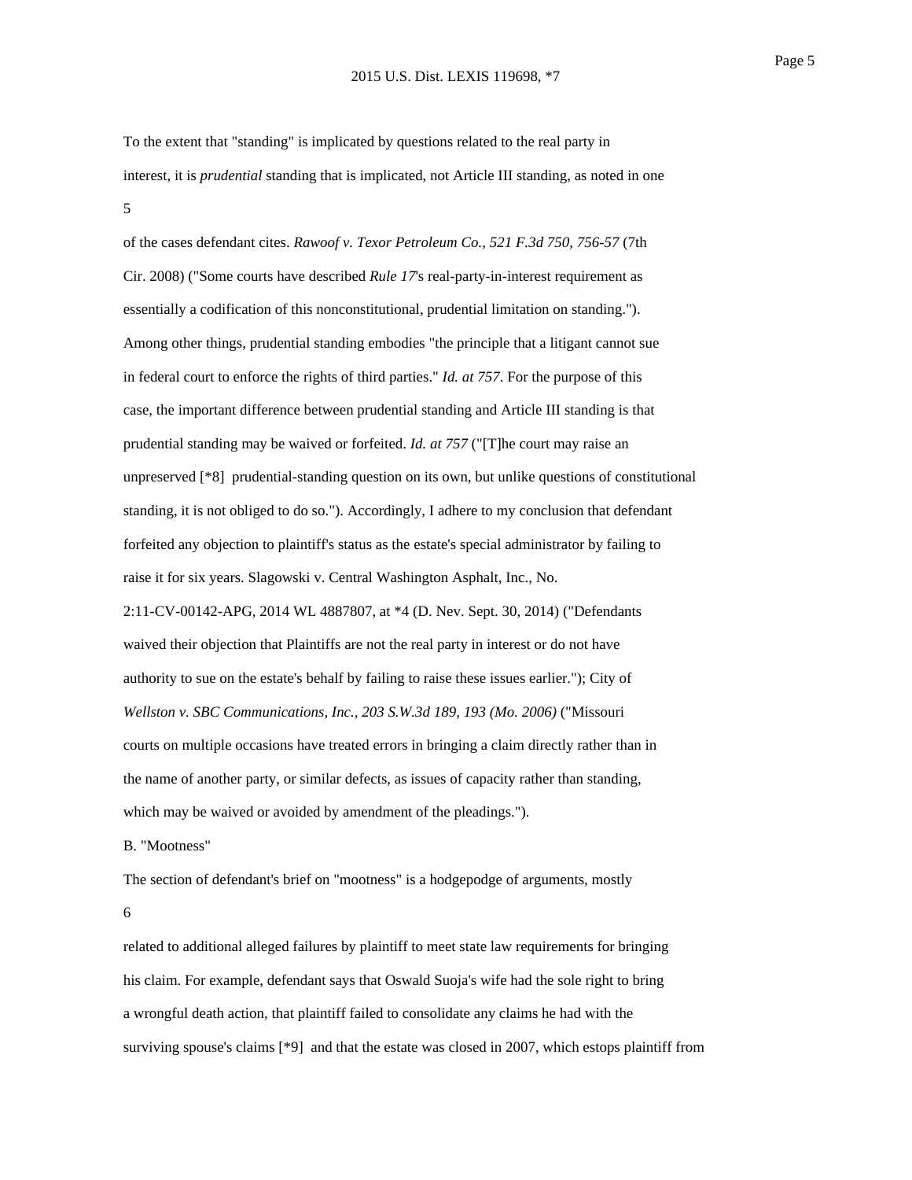To the extent that "standing" is implicated by questions related to the real party in interest, it is *prudential* standing that is implicated, not Article III standing, as noted in one

5

of the cases defendant cites. *Rawoof v. Texor Petroleum Co., 521 F.3d 750, 756-57* (7th Cir. 2008) ("Some courts have described *Rule 17*'s real-party-in-interest requirement as essentially a codification of this nonconstitutional, prudential limitation on standing."). Among other things, prudential standing embodies "the principle that a litigant cannot sue in federal court to enforce the rights of third parties." *Id. at 757*. For the purpose of this case, the important difference between prudential standing and Article III standing is that prudential standing may be waived or forfeited. *Id. at 757* ("[T]he court may raise an unpreserved [*8] prudential-standing question on its own, but unlike questions of constitutional standing, it is not obliged to do so."). Accordingly, I adhere to my conclusion that defendant forfeited any objection to plaintiff's status as the estate's special administrator by failing to raise it for six years. Slagowski v. Central Washington Asphalt, Inc., No. 2:11-CV-00142-APG, 2014 WL 4887807, at *4 (D. Nev. Sept. 30, 2014) ("Defendants waived their objection that Plaintiffs are not the real party in interest or do not have authority to sue on the estate's behalf by failing to raise these issues earlier."); City of *Wellston v. SBC Communications, Inc., 203 S.W.3d 189, 193 (Mo. 2006)* ("Missouri courts on multiple occasions have treated errors in bringing a claim directly rather than in the name of another party, or similar defects, as issues of capacity rather than standing, which may be waived or avoided by amendment of the pleadings.").

B. "Mootness"

The section of defendant's brief on "mootness" is a hodgepodge of arguments, mostly

6

related to additional alleged failures by plaintiff to meet state law requirements for bringing his claim. For example, defendant says that Oswald Suoja's wife had the sole right to bring a wrongful death action, that plaintiff failed to consolidate any claims he had with the surviving spouse's claims [*9] and that the estate was closed in 2007, which estops plaintiff from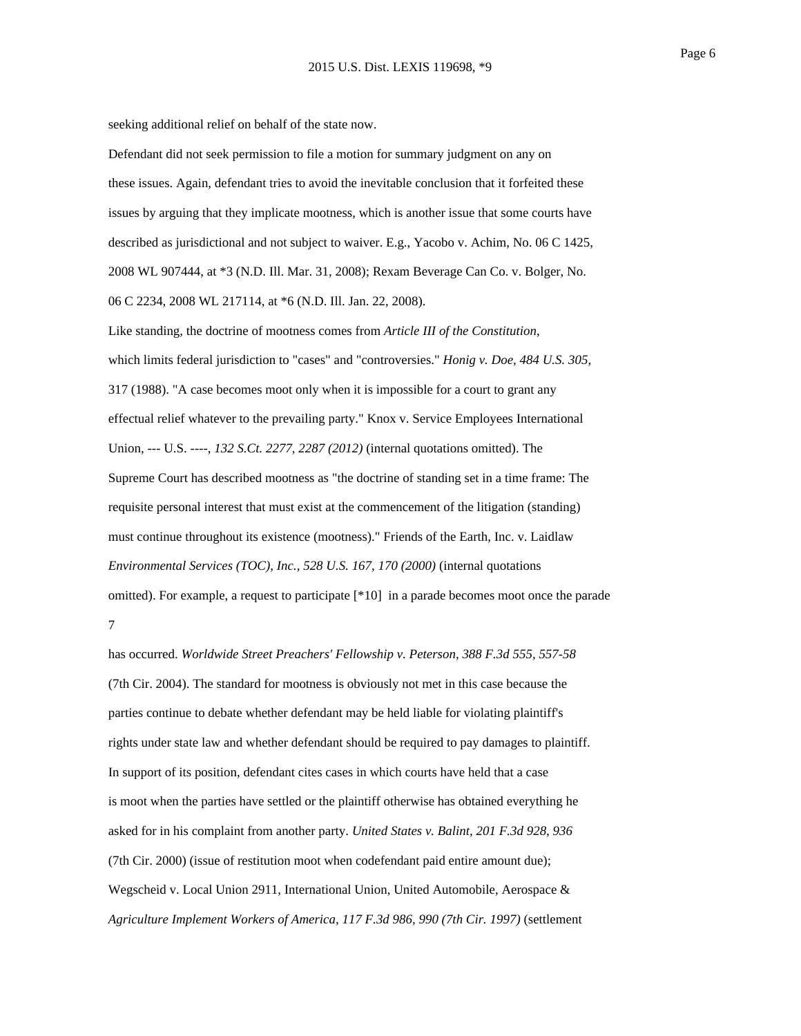seeking additional relief on behalf of the state now.

Defendant did not seek permission to file a motion for summary judgment on any on these issues. Again, defendant tries to avoid the inevitable conclusion that it forfeited these issues by arguing that they implicate mootness, which is another issue that some courts have described as jurisdictional and not subject to waiver. E.g., Yacobo v. Achim, No. 06 C 1425, 2008 WL 907444, at *3 (N.D. Ill. Mar. 31, 2008); Rexam Beverage Can Co. v. Bolger, No. 06 C 2234, 2008 WL 217114, at *6 (N.D. Ill. Jan. 22, 2008).

Like standing, the doctrine of mootness comes from *Article III of the Constitution*, which limits federal jurisdiction to "cases" and "controversies." *Honig v. Doe, 484 U.S. 305*, 317 (1988). "A case becomes moot only when it is impossible for a court to grant any effectual relief whatever to the prevailing party." Knox v. Service Employees International Union, --- U.S. ----, *132 S.Ct. 2277, 2287 (2012)* (internal quotations omitted). The Supreme Court has described mootness as "the doctrine of standing set in a time frame: The requisite personal interest that must exist at the commencement of the litigation (standing) must continue throughout its existence (mootness)." Friends of the Earth, Inc. v. Laidlaw *Environmental Services (TOC), Inc., 528 U.S. 167, 170 (2000)* (internal quotations omitted). For example, a request to participate [*10] in a parade becomes moot once the parade

7

has occurred. *Worldwide Street Preachers' Fellowship v. Peterson, 388 F.3d 555, 557-58* (7th Cir. 2004). The standard for mootness is obviously not met in this case because the parties continue to debate whether defendant may be held liable for violating plaintiff's rights under state law and whether defendant should be required to pay damages to plaintiff.

In support of its position, defendant cites cases in which courts have held that a case is moot when the parties have settled or the plaintiff otherwise has obtained everything he asked for in his complaint from another party. *United States v. Balint, 201 F.3d 928, 936* (7th Cir. 2000) (issue of restitution moot when codefendant paid entire amount due); Wegscheid v. Local Union 2911, International Union, United Automobile, Aerospace & *Agriculture Implement Workers of America, 117 F.3d 986, 990 (7th Cir. 1997)* (settlement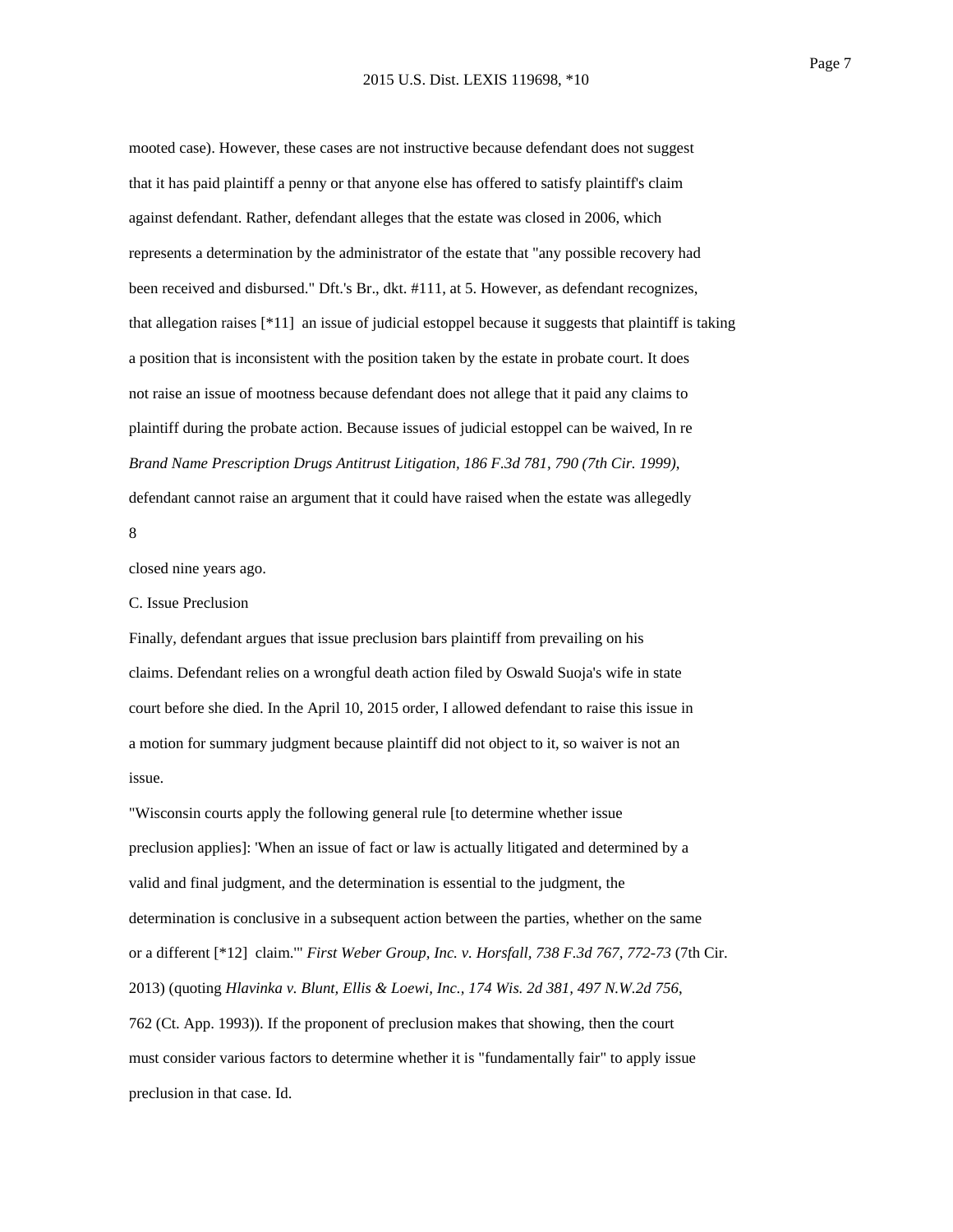mooted case). However, these cases are not instructive because defendant does not suggest that it has paid plaintiff a penny or that anyone else has offered to satisfy plaintiff's claim against defendant. Rather, defendant alleges that the estate was closed in 2006, which represents a determination by the administrator of the estate that "any possible recovery had been received and disbursed." Dft.'s Br., dkt. #111, at 5. However, as defendant recognizes, that allegation raises [*11] an issue of judicial estoppel because it suggests that plaintiff is taking a position that is inconsistent with the position taken by the estate in probate court. It does not raise an issue of mootness because defendant does not allege that it paid any claims to plaintiff during the probate action. Because issues of judicial estoppel can be waived, In re *Brand Name Prescription Drugs Antitrust Litigation, 186 F.3d 781, 790 (7th Cir. 1999)*, defendant cannot raise an argument that it could have raised when the estate was allegedly

8

closed nine years ago.

C. Issue Preclusion

Finally, defendant argues that issue preclusion bars plaintiff from prevailing on his claims. Defendant relies on a wrongful death action filed by Oswald Suoja's wife in state court before she died. In the April 10, 2015 order, I allowed defendant to raise this issue in a motion for summary judgment because plaintiff did not object to it, so waiver is not an issue.

"Wisconsin courts apply the following general rule [to determine whether issue preclusion applies]: 'When an issue of fact or law is actually litigated and determined by a valid and final judgment, and the determination is essential to the judgment, the determination is conclusive in a subsequent action between the parties, whether on the same or a different [*12] claim.'" *First Weber Group, Inc. v. Horsfall, 738 F.3d 767, 772-73* (7th Cir. 2013) (quoting *Hlavinka v. Blunt, Ellis & Loewi, Inc., 174 Wis. 2d 381, 497 N.W.2d 756*, 762 (Ct. App. 1993)). If the proponent of preclusion makes that showing, then the court must consider various factors to determine whether it is "fundamentally fair" to apply issue preclusion in that case. Id.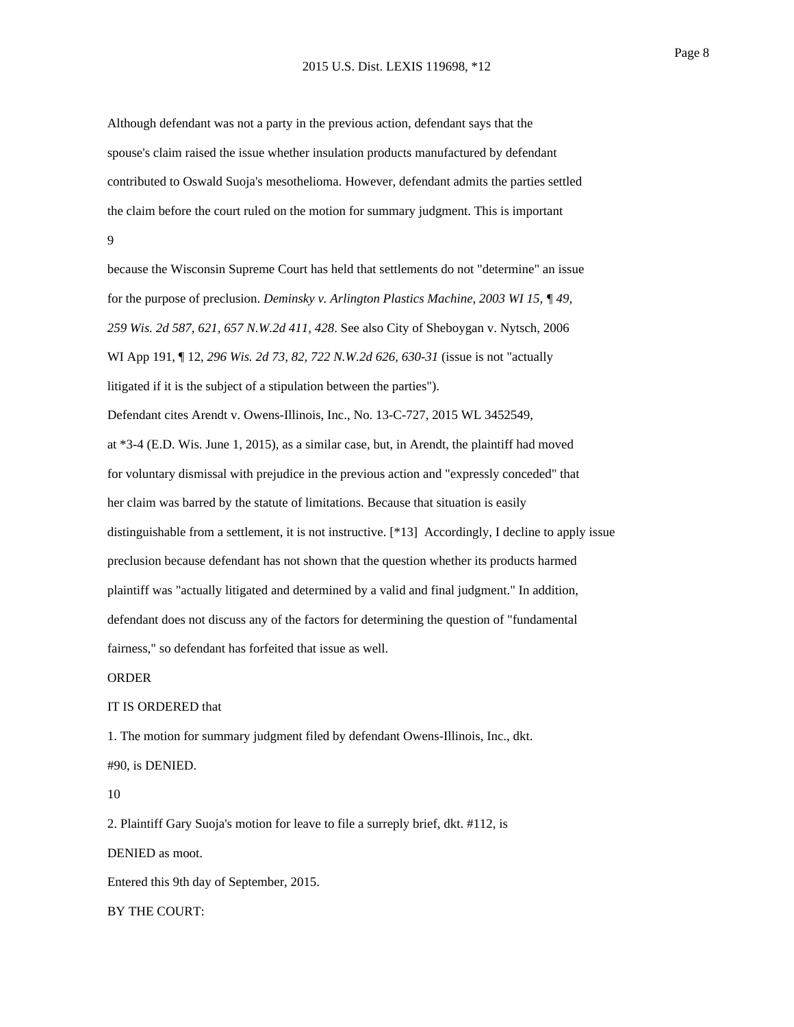Although defendant was not a party in the previous action, defendant says that the spouse's claim raised the issue whether insulation products manufactured by defendant contributed to Oswald Suoja's mesothelioma. However, defendant admits the parties settled the claim before the court ruled on the motion for summary judgment. This is important

9

because the Wisconsin Supreme Court has held that settlements do not "determine" an issue for the purpose of preclusion. *Deminsky v. Arlington Plastics Machine, 2003 WI 15, ¶ 49, 259 Wis. 2d 587, 621, 657 N.W.2d 411, 428*. See also City of Sheboygan v. Nytsch, 2006 WI App 191, ¶ 12, *296 Wis. 2d 73, 82, 722 N.W.2d 626, 630-31* (issue is not "actually litigated if it is the subject of a stipulation between the parties").

Defendant cites Arendt v. Owens-Illinois, Inc., No. 13-C-727, 2015 WL 3452549, at *3-4 (E.D. Wis. June 1, 2015), as a similar case, but, in Arendt, the plaintiff had moved for voluntary dismissal with prejudice in the previous action and "expressly conceded" that her claim was barred by the statute of limitations. Because that situation is easily distinguishable from a settlement, it is not instructive. [*13] Accordingly, I decline to apply issue preclusion because defendant has not shown that the question whether its products harmed plaintiff was "actually litigated and determined by a valid and final judgment." In addition, defendant does not discuss any of the factors for determining the question of "fundamental fairness," so defendant has forfeited that issue as well.

ORDER

IT IS ORDERED that

1. The motion for summary judgment filed by defendant Owens-Illinois, Inc., dkt. #90, is DENIED.

10

2. Plaintiff Gary Suoja's motion for leave to file a surreply brief, dkt. #112, is DENIED as moot.

Entered this 9th day of September, 2015.

BY THE COURT: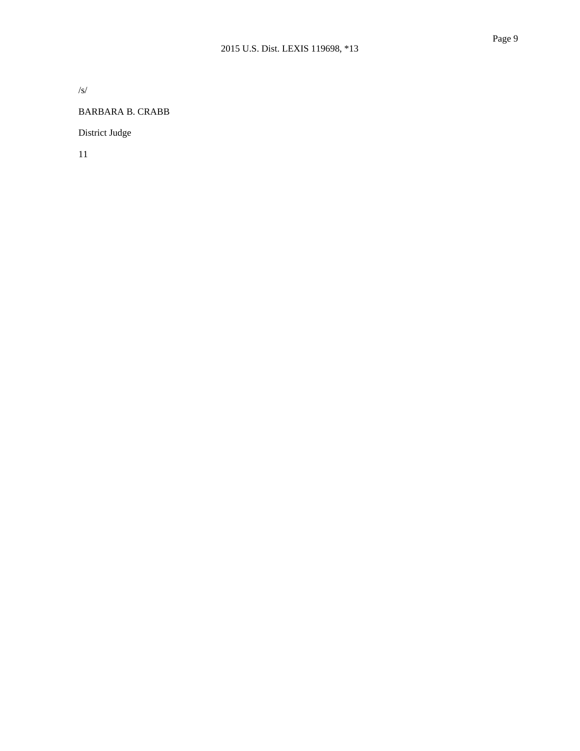/s/

BARBARA B. CRABB

District Judge

11